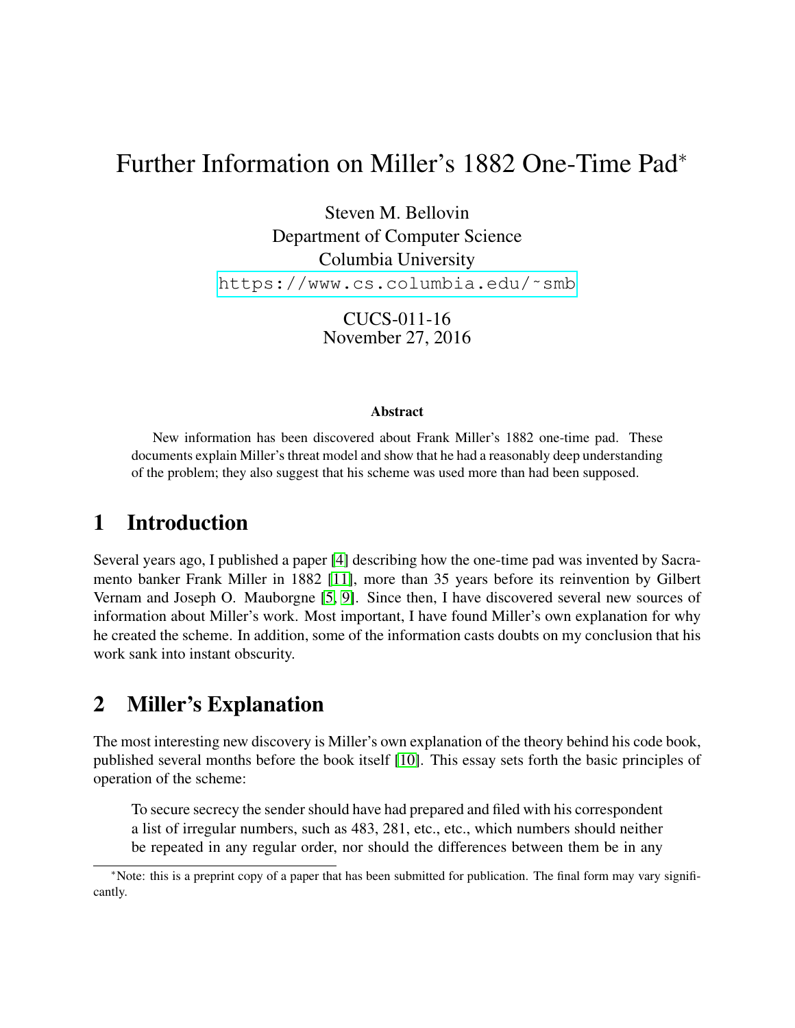# Further Information on Miller's 1882 One-Time Pad*

Steven M. Bellovin
Department of Computer Science
Columbia University
https://www.cs.columbia.edu/~smb

CUCS-011-16
November 27, 2016

### Abstract

New information has been discovered about Frank Miller's 1882 one-time pad. These documents explain Miller's threat model and show that he had a reasonably deep understanding of the problem; they also suggest that his scheme was used more than had been supposed.

## 1 Introduction

Several years ago, I published a paper [4] describing how the one-time pad was invented by Sacramento banker Frank Miller in 1882 [11], more than 35 years before its reinvention by Gilbert Vernam and Joseph O. Mauborgne [5, 9]. Since then, I have discovered several new sources of information about Miller's work. Most important, I have found Miller's own explanation for why he created the scheme. In addition, some of the information casts doubts on my conclusion that his work sank into instant obscurity.

## 2 Miller's Explanation

The most interesting new discovery is Miller's own explanation of the theory behind his code book, published several months before the book itself [10]. This essay sets forth the basic principles of operation of the scheme:

> To secure secrecy the sender should have had prepared and filed with his correspondent a list of irregular numbers, such as 483, 281, etc., etc., which numbers should neither be repeated in any regular order, nor should the differences between them be in any

*Note: this is a preprint copy of a paper that has been submitted for publication. The final form may vary significantly.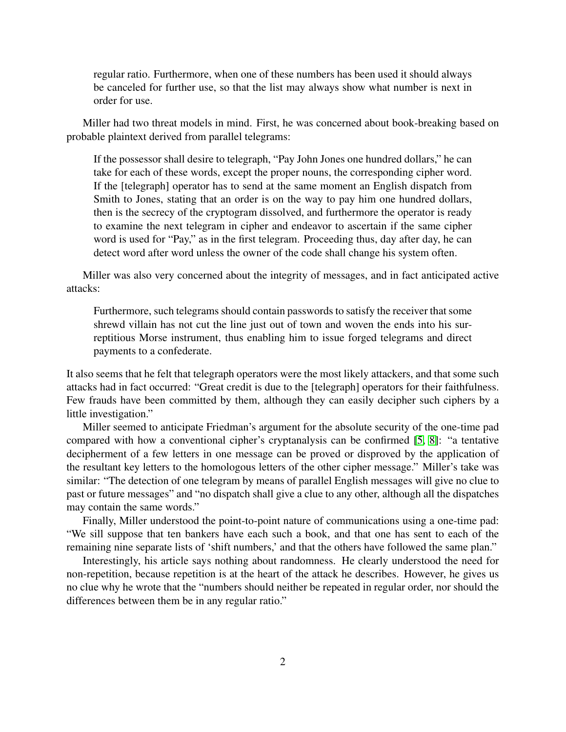> regular ratio. Furthermore, when one of these numbers has been used it should always be canceled for further use, so that the list may always show what number is next in order for use.

Miller had two threat models in mind. First, he was concerned about book-breaking based on probable plaintext derived from parallel telegrams:

> If the possessor shall desire to telegraph, "Pay John Jones one hundred dollars," he can take for each of these words, except the proper nouns, the corresponding cipher word. If the [telegraph] operator has to send at the same moment an English dispatch from Smith to Jones, stating that an order is on the way to pay him one hundred dollars, then is the secrecy of the cryptogram dissolved, and furthermore the operator is ready to examine the next telegram in cipher and endeavor to ascertain if the same cipher word is used for "Pay," as in the first telegram. Proceeding thus, day after day, he can detect word after word unless the owner of the code shall change his system often.

Miller was also very concerned about the integrity of messages, and in fact anticipated active attacks:

> Furthermore, such telegrams should contain passwords to satisfy the receiver that some shrewd villain has not cut the line just out of town and woven the ends into his surreptitious Morse instrument, thus enabling him to issue forged telegrams and direct payments to a confederate.

It also seems that he felt that telegraph operators were the most likely attackers, and that some such attacks had in fact occurred: "Great credit is due to the [telegraph] operators for their faithfulness. Few frauds have been committed by them, although they can easily decipher such ciphers by a little investigation."

Miller seemed to anticipate Friedman's argument for the absolute security of the one-time pad compared with how a conventional cipher's cryptanalysis can be confirmed [5, 8]: "a tentative decipherment of a few letters in one message can be proved or disproved by the application of the resultant key letters to the homologous letters of the other cipher message." Miller's take was similar: "The detection of one telegram by means of parallel English messages will give no clue to past or future messages" and "no dispatch shall give a clue to any other, although all the dispatches may contain the same words."

Finally, Miller understood the point-to-point nature of communications using a one-time pad: "We sill suppose that ten bankers have each such a book, and that one has sent to each of the remaining nine separate lists of 'shift numbers,' and that the others have followed the same plan."

Interestingly, his article says nothing about randomness. He clearly understood the need for non-repetition, because repetition is at the heart of the attack he describes. However, he gives us no clue why he wrote that the "numbers should neither be repeated in regular order, nor should the differences between them be in any regular ratio."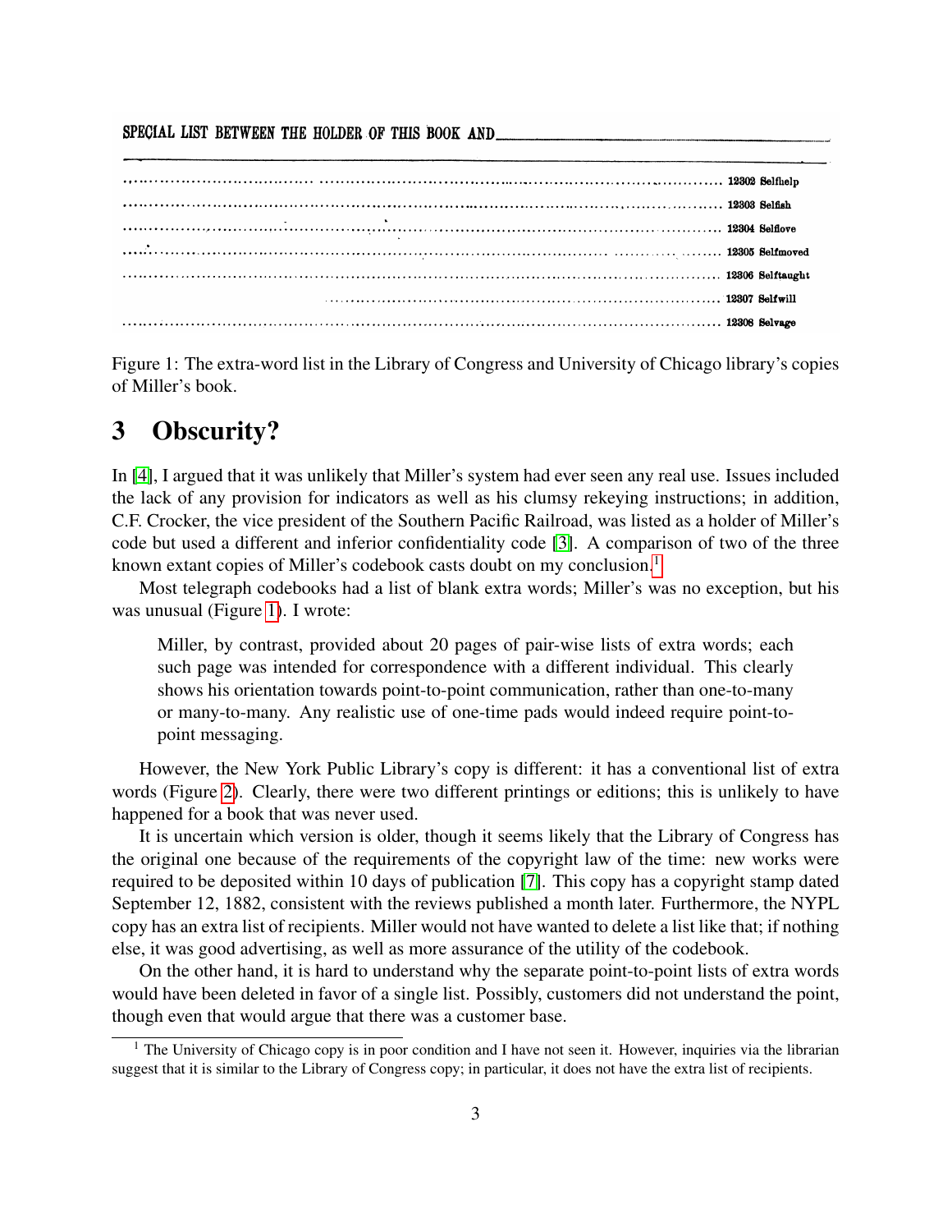SPECIAL LIST BETWEEN THE HOLDER OF THIS BOOK AND ____________________

........................................................................ 12302 Selfhelp
........................................................................ 12303 Selfish
........................................................................ 12304 Selflove
........................................................................ 12305 Selfmoved
........................................................................ 12306 Selftaught
........................................................................ 12307 Selfwill
........................................................................ 12308 Selvage

Figure 1: The extra-word list in the Library of Congress and University of Chicago library's copies of Miller's book.

# 3 Obscurity?

In [4], I argued that it was unlikely that Miller's system had ever seen any real use. Issues included the lack of any provision for indicators as well as his clumsy rekeying instructions; in addition, C.F. Crocker, the vice president of the Southern Pacific Railroad, was listed as a holder of Miller's code but used a different and inferior confidentiality code [3]. A comparison of two of the three known extant copies of Miller's codebook casts doubt on my conclusion.[1]

Most telegraph codebooks had a list of blank extra words; Miller's was no exception, but his was unusual (Figure 1). I wrote:

> Miller, by contrast, provided about 20 pages of pair-wise lists of extra words; each such page was intended for correspondence with a different individual. This clearly shows his orientation towards point-to-point communication, rather than one-to-many or many-to-many. Any realistic use of one-time pads would indeed require point-to-point messaging.

However, the New York Public Library's copy is different: it has a conventional list of extra words (Figure 2). Clearly, there were two different printings or editions; this is unlikely to have happened for a book that was never used.

It is uncertain which version is older, though it seems likely that the Library of Congress has the original one because of the requirements of the copyright law of the time: new works were required to be deposited within 10 days of publication [7]. This copy has a copyright stamp dated September 12, 1882, consistent with the reviews published a month later. Furthermore, the NYPL copy has an extra list of recipients. Miller would not have wanted to delete a list like that; if nothing else, it was good advertising, as well as more assurance of the utility of the codebook.

On the other hand, it is hard to understand why the separate point-to-point lists of extra words would have been deleted in favor of a single list. Possibly, customers did not understand the point, though even that would argue that there was a customer base.

[1] The University of Chicago copy is in poor condition and I have not seen it. However, inquiries via the librarian suggest that it is similar to the Library of Congress copy; in particular, it does not have the extra list of recipients.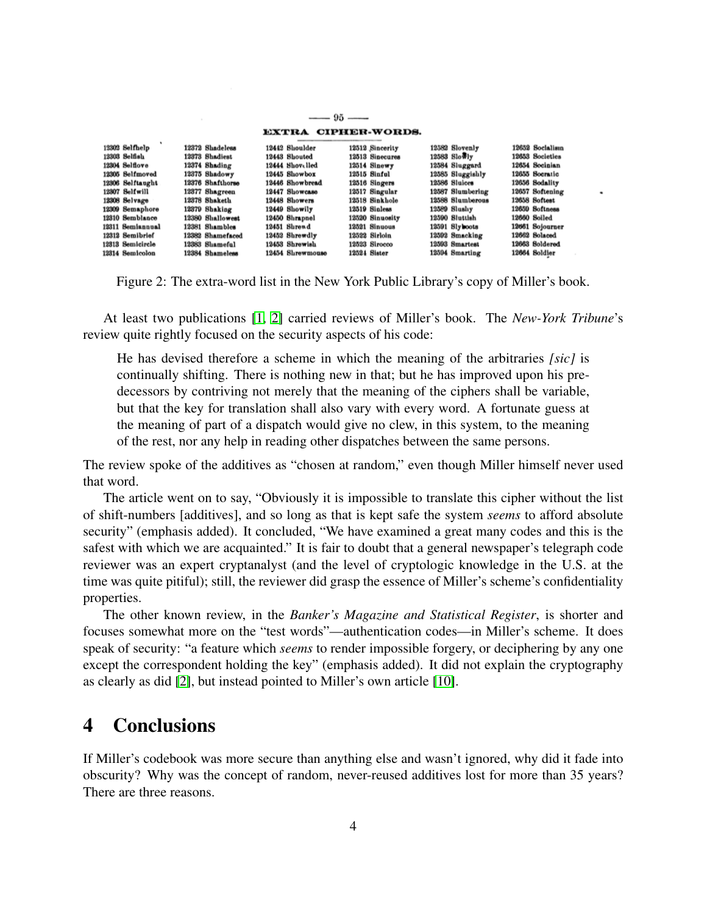— 95 —

EXTRA CIPHER-WORDS.

| | | | | | |
|---|---|---|---|---|---|
| 12302 Selfhelp | 12372 Shadeless | 12442 Shoulder | 12512 Sincerity | 12582 Slovenly | 12652 Socialism |
| 12303 Selfish | 12373 Shadiest | 12443 Shouted | 12513 Sinecures | 12583 Slowly | 12653 Societies |
| 12304 Selflove | 12374 Shading | 12444 Shovelled | 12514 Sinewy | 12584 Sluggard | 12654 Socinian |
| 12305 Selfmoved | 12375 Shadowy | 12445 Showbox | 12515 Sinful | 12585 Sluggishly | 12655 Socratic |
| 12306 Selftaught | 12376 Shafthorse | 12446 Showbread | 12516 Singers | 12586 Sluices | 12656 Sodality |
| 12307 Selfwill | 12377 Shagreen | 12447 Showcase | 12517 Singular | 12587 Slumbering | 12657 Softening |
| 12308 Selvage | 12378 Shaketh | 12448 Showers | 12518 Sinkhole | 12588 Slumberous | 12658 Softest |
| 12309 Semaphore | 12379 Shaking | 12449 Showily | 12519 Sinless | 12589 Slushy | 12659 Softness |
| 12310 Semblance | 12380 Shallowest | 12450 Shrapnel | 12520 Sinuosity | 12590 Sluttish | 12660 Soiled |
| 12311 Semiannual | 12381 Shambles | 12451 Shrewd | 12521 Sinuous | 12591 Slyboots | 12661 Sojourner |
| 12312 Semibrief | 12382 Shamefaced | 12452 Shrewdly | 12522 Sirloin | 12592 Smacking | 12662 Solaced |
| 12313 Semicircle | 12383 Shameful | 12453 Shrewish | 12523 Sirocco | 12593 Smartest | 12663 Soldered |
| 12314 Semicolon | 12384 Shameless | 12454 Shrewmouse | 12524 Sister | 12594 Smarting | 12664 Soldier |

Figure 2: The extra-word list in the New York Public Library's copy of Miller's book.

At least two publications [1, 2] carried reviews of Miller's book. The *New-York Tribune*'s review quite rightly focused on the security aspects of his code:

> He has devised therefore a scheme in which the meaning of the arbitraries *[sic]* is continually shifting. There is nothing new in that; but he has improved upon his predecessors by contriving not merely that the meaning of the ciphers shall be variable, but that the key for translation shall also vary with every word. A fortunate guess at the meaning of part of a dispatch would give no clew, in this system, to the meaning of the rest, nor any help in reading other dispatches between the same persons.

The review spoke of the additives as "chosen at random," even though Miller himself never used that word.

The article went on to say, "Obviously it is impossible to translate this cipher without the list of shift-numbers [additives], and so long as that is kept safe the system *seems* to afford absolute security" (emphasis added). It concluded, "We have examined a great many codes and this is the safest with which we are acquainted." It is fair to doubt that a general newspaper's telegraph code reviewer was an expert cryptanalyst (and the level of cryptologic knowledge in the U.S. at the time was quite pitiful); still, the reviewer did grasp the essence of Miller's scheme's confidentiality properties.

The other known review, in the *Banker's Magazine and Statistical Register*, is shorter and focuses somewhat more on the "test words"—authentication codes—in Miller's scheme. It does speak of security: "a feature which *seems* to render impossible forgery, or deciphering by any one except the correspondent holding the key" (emphasis added). It did not explain the cryptography as clearly as did [2], but instead pointed to Miller's own article [10].

# 4 Conclusions

If Miller's codebook was more secure than anything else and wasn't ignored, why did it fade into obscurity? Why was the concept of random, never-reused additives lost for more than 35 years? There are three reasons.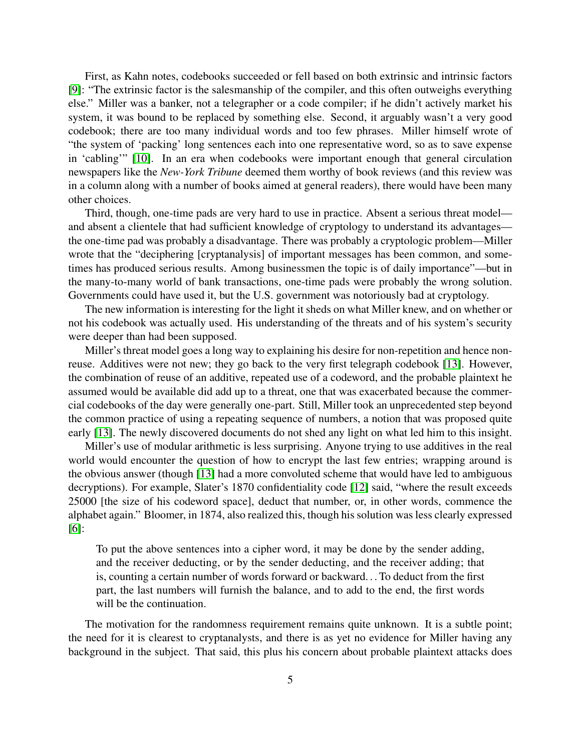First, as Kahn notes, codebooks succeeded or fell based on both extrinsic and intrinsic factors [9]: "The extrinsic factor is the salesmanship of the compiler, and this often outweighs everything else." Miller was a banker, not a telegrapher or a code compiler; if he didn't actively market his system, it was bound to be replaced by something else. Second, it arguably wasn't a very good codebook; there are too many individual words and too few phrases. Miller himself wrote of "the system of 'packing' long sentences each into one representative word, so as to save expense in 'cabling'" [10]. In an era when codebooks were important enough that general circulation newspapers like the *New-York Tribune* deemed them worthy of book reviews (and this review was in a column along with a number of books aimed at general readers), there would have been many other choices.

Third, though, one-time pads are very hard to use in practice. Absent a serious threat model—and absent a clientele that had sufficient knowledge of cryptology to understand its advantages—the one-time pad was probably a disadvantage. There was probably a cryptologic problem—Miller wrote that the "deciphering [cryptanalysis] of important messages has been common, and sometimes has produced serious results. Among businessmen the topic is of daily importance"—but in the many-to-many world of bank transactions, one-time pads were probably the wrong solution. Governments could have used it, but the U.S. government was notoriously bad at cryptology.

The new information is interesting for the light it sheds on what Miller knew, and on whether or not his codebook was actually used. His understanding of the threats and of his system's security were deeper than had been supposed.

Miller's threat model goes a long way to explaining his desire for non-repetition and hence non-reuse. Additives were not new; they go back to the very first telegraph codebook [13]. However, the combination of reuse of an additive, repeated use of a codeword, and the probable plaintext he assumed would be available did add up to a threat, one that was exacerbated because the commercial codebooks of the day were generally one-part. Still, Miller took an unprecedented step beyond the common practice of using a repeating sequence of numbers, a notion that was proposed quite early [13]. The newly discovered documents do not shed any light on what led him to this insight.

Miller's use of modular arithmetic is less surprising. Anyone trying to use additives in the real world would encounter the question of how to encrypt the last few entries; wrapping around is the obvious answer (though [13] had a more convoluted scheme that would have led to ambiguous decryptions). For example, Slater's 1870 confidentiality code [12] said, "where the result exceeds 25000 [the size of his codeword space], deduct that number, or, in other words, commence the alphabet again." Bloomer, in 1874, also realized this, though his solution was less clearly expressed [6]:

> To put the above sentences into a cipher word, it may be done by the sender adding, and the receiver deducting, or by the sender deducting, and the receiver adding; that is, counting a certain number of words forward or backward. . . To deduct from the first part, the last numbers will furnish the balance, and to add to the end, the first words will be the continuation.

The motivation for the randomness requirement remains quite unknown. It is a subtle point; the need for it is clearest to cryptanalysts, and there is as yet no evidence for Miller having any background in the subject. That said, this plus his concern about probable plaintext attacks does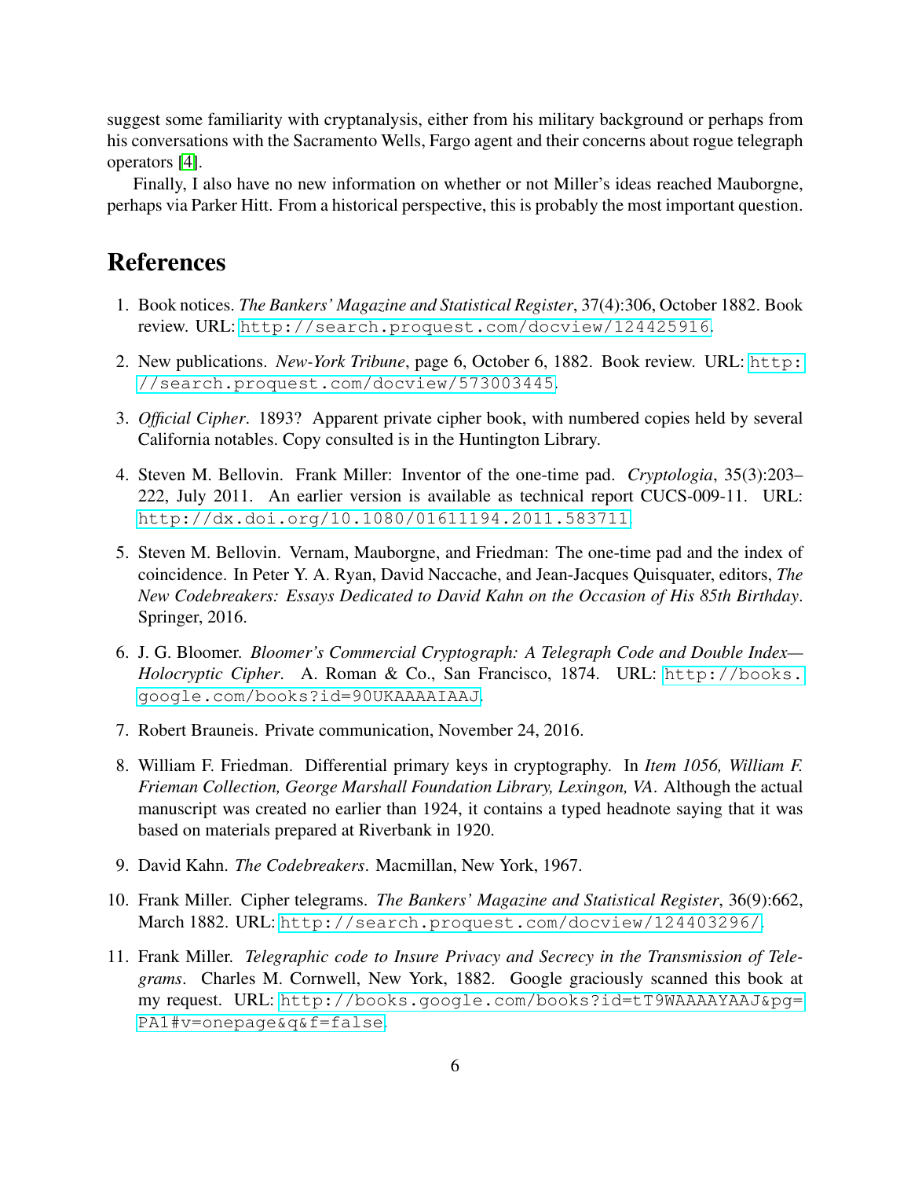suggest some familiarity with cryptanalysis, either from his military background or perhaps from his conversations with the Sacramento Wells, Fargo agent and their concerns about rogue telegraph operators [4].

Finally, I also have no new information on whether or not Miller's ideas reached Mauborgne, perhaps via Parker Hitt. From a historical perspective, this is probably the most important question.

# References

1. Book notices. *The Bankers' Magazine and Statistical Register*, 37(4):306, October 1882. Book review. URL: http://search.proquest.com/docview/124425916.

2. New publications. *New-York Tribune*, page 6, October 6, 1882. Book review. URL: http://search.proquest.com/docview/573003445.

3. *Official Cipher*. 1893? Apparent private cipher book, with numbered copies held by several California notables. Copy consulted is in the Huntington Library.

4. Steven M. Bellovin. Frank Miller: Inventor of the one-time pad. *Cryptologia*, 35(3):203–222, July 2011. An earlier version is available as technical report CUCS-009-11. URL: http://dx.doi.org/10.1080/01611194.2011.583711.

5. Steven M. Bellovin. Vernam, Mauborgne, and Friedman: The one-time pad and the index of coincidence. In Peter Y. A. Ryan, David Naccache, and Jean-Jacques Quisquater, editors, *The New Codebreakers: Essays Dedicated to David Kahn on the Occasion of His 85th Birthday*. Springer, 2016.

6. J. G. Bloomer. *Bloomer's Commercial Cryptograph: A Telegraph Code and Double Index—Holocryptic Cipher*. A. Roman & Co., San Francisco, 1874. URL: http://books.google.com/books?id=90UKAAAAIAAJ.

7. Robert Brauneis. Private communication, November 24, 2016.

8. William F. Friedman. Differential primary keys in cryptography. In *Item 1056, William F. Frieman Collection, George Marshall Foundation Library, Lexingon, VA*. Although the actual manuscript was created no earlier than 1924, it contains a typed headnote saying that it was based on materials prepared at Riverbank in 1920.

9. David Kahn. *The Codebreakers*. Macmillan, New York, 1967.

10. Frank Miller. Cipher telegrams. *The Bankers' Magazine and Statistical Register*, 36(9):662, March 1882. URL: http://search.proquest.com/docview/124403296/.

11. Frank Miller. *Telegraphic code to Insure Privacy and Secrecy in the Transmission of Telegrams*. Charles M. Cornwell, New York, 1882. Google graciously scanned this book at my request. URL: http://books.google.com/books?id=tT9WAAAAYAAJ&pg=PA1#v=onepage&q&f=false.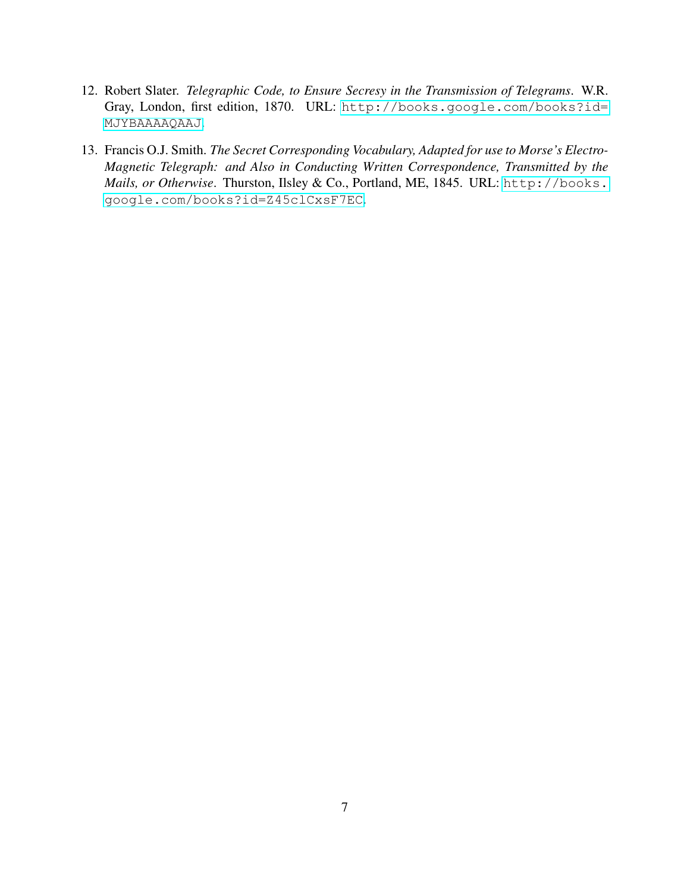12. Robert Slater. *Telegraphic Code, to Ensure Secresy in the Transmission of Telegrams*. W.R. Gray, London, first edition, 1870. URL: http://books.google.com/books?id=MJYBAAAAQAAJ.

13. Francis O.J. Smith. *The Secret Corresponding Vocabulary, Adapted for use to Morse's Electro-Magnetic Telegraph: and Also in Conducting Written Correspondence, Transmitted by the Mails, or Otherwise*. Thurston, Ilsley & Co., Portland, ME, 1845. URL: http://books.google.com/books?id=Z45clCxsF7EC.